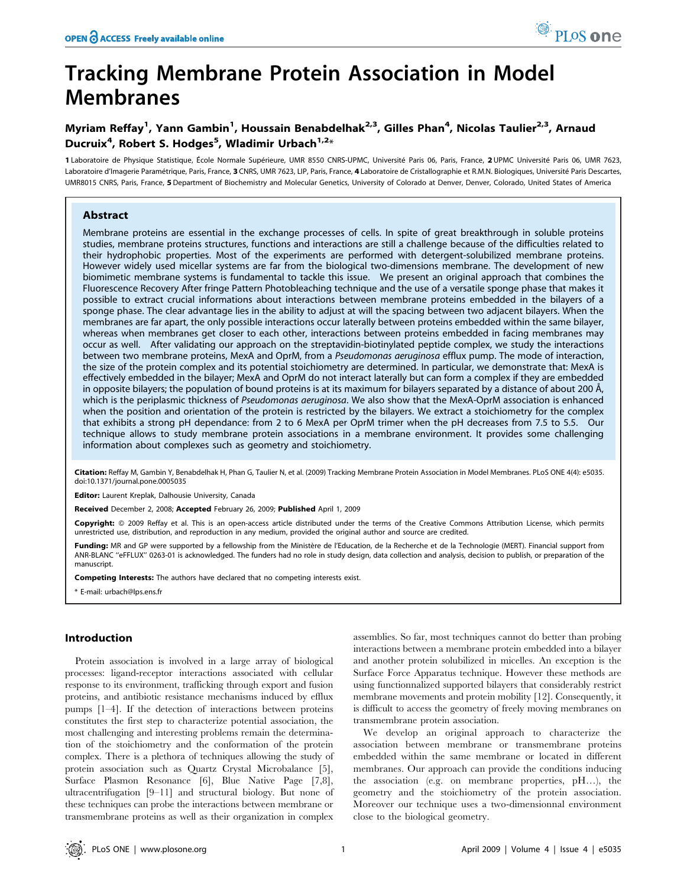# Tracking Membrane Protein Association in Model Membranes

**Myriam Reffay[1], Yann Gambin[1], Houssain Benabdelhak[2,3], Gilles Phan[4], Nicolas Taulier[2,3], Arnaud Ducruix[4], Robert S. Hodges[5], Wladimir Urbach[1,2]***

1 Laboratoire de Physique Statistique, École Normale Supérieure, UMR 8550 CNRS-UPMC, Université Paris 06, Paris, France, 2 UPMC Université Paris 06, UMR 7623, Laboratoire d'Imagerie Paramétrique, Paris, France, 3 CNRS, UMR 7623, LIP, Paris, France, 4 Laboratoire de Cristallographie et R.M.N. Biologiques, Université Paris Descartes, UMR8015 CNRS, Paris, France, 5 Department of Biochemistry and Molecular Genetics, University of Colorado at Denver, Denver, Colorado, United States of America

## Abstract

Membrane proteins are essential in the exchange processes of cells. In spite of great breakthrough in soluble proteins studies, membrane proteins structures, functions and interactions are still a challenge because of the difficulties related to their hydrophobic properties. Most of the experiments are performed with detergent-solubilized membrane proteins. However widely used micellar systems are far from the biological two-dimensions membrane. The development of new biomimetic membrane systems is fundamental to tackle this issue. We present an original approach that combines the Fluorescence Recovery After fringe Pattern Photobleaching technique and the use of a versatile sponge phase that makes it possible to extract crucial informations about interactions between membrane proteins embedded in the bilayers of a sponge phase. The clear advantage lies in the ability to adjust at will the spacing between two adjacent bilayers. When the membranes are far apart, the only possible interactions occur laterally between proteins embedded within the same bilayer, whereas when membranes get closer to each other, interactions between proteins embedded in facing membranes may occur as well. After validating our approach on the streptavidin-biotinylated peptide complex, we study the interactions between two membrane proteins, MexA and OprM, from a *Pseudomonas aeruginosa* efflux pump. The mode of interaction, the size of the protein complex and its potential stoichiometry are determined. In particular, we demonstrate that: MexA is effectively embedded in the bilayer; MexA and OprM do not interact laterally but can form a complex if they are embedded in opposite bilayers; the population of bound proteins is at its maximum for bilayers separated by a distance of about 200 Å, which is the periplasmic thickness of *Pseudomonas aeruginosa*. We also show that the MexA-OprM association is enhanced when the position and orientation of the protein is restricted by the bilayers. We extract a stoichiometry for the complex that exhibits a strong pH dependance: from 2 to 6 MexA per OprM trimer when the pH decreases from 7.5 to 5.5. Our technique allows to study membrane protein associations in a membrane environment. It provides some challenging information about complexes such as geometry and stoichiometry.

**Citation:** Reffay M, Gambin Y, Benabdelhak H, Phan G, Taulier N, et al. (2009) Tracking Membrane Protein Association in Model Membranes. PLoS ONE 4(4): e5035. doi:10.1371/journal.pone.0005035

**Editor:** Laurent Kreplak, Dalhousie University, Canada

**Received** December 2, 2008; **Accepted** February 26, 2009; **Published** April 1, 2009

**Copyright:** © 2009 Reffay et al. This is an open-access article distributed under the terms of the Creative Commons Attribution License, which permits unrestricted use, distribution, and reproduction in any medium, provided the original author and source are credited.

**Funding:** MR and GP were supported by a fellowship from the Ministère de l'Education, de la Recherche et de la Technologie (MERT). Financial support from ANR-BLANC "eFFLUX" 0263-01 is acknowledged. The funders had no role in study design, data collection and analysis, decision to publish, or preparation of the manuscript.

**Competing Interests:** The authors have declared that no competing interests exist.

\* E-mail: urbach@lps.ens.fr

## Introduction

Protein association is involved in a large array of biological processes: ligand-receptor interactions associated with cellular response to its environment, trafficking through export and fusion proteins, and antibiotic resistance mechanisms induced by efflux pumps [1–4]. If the detection of interactions between proteins constitutes the first step to characterize potential association, the most challenging and interesting problems remain the determination of the stoichiometry and the conformation of the protein complex. There is a plethora of techniques allowing the study of protein association such as Quartz Crystal Microbalance [5], Surface Plasmon Resonance [6], Blue Native Page [7,8], ultracentrifugation [9–11] and structural biology. But none of these techniques can probe the interactions between membrane or transmembrane proteins as well as their organization in complex assemblies. So far, most techniques cannot do better than probing interactions between a membrane protein embedded into a bilayer and another protein solubilized in micelles. An exception is the Surface Force Apparatus technique. However these methods are using functionnalized supported bilayers that considerably restrict membrane movements and protein mobility [12]. Consequently, it is difficult to access the geometry of freely moving membranes on transmembrane protein association.

We develop an original approach to characterize the association between membrane or transmembrane proteins embedded within the same membrane or located in different membranes. Our approach can provide the conditions inducing the association (e.g. on membrane properties, pH…), the geometry and the stoichiometry of the protein association. Moreover our technique uses a two-dimensionnal environment close to the biological geometry.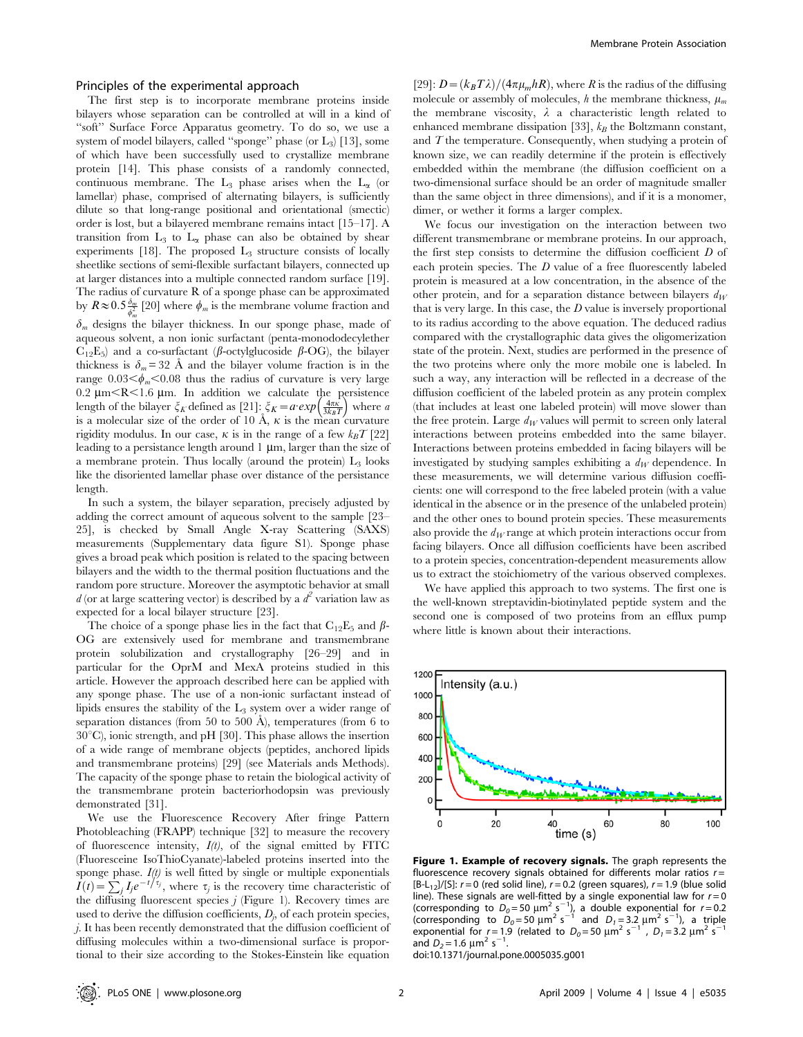## Principles of the experimental approach

The first step is to incorporate membrane proteins inside bilayers whose separation can be controlled at will in a kind of "soft" Surface Force Apparatus geometry. To do so, we use a system of model bilayers, called "sponge" phase (or $L_3$) [13], some of which have been successfully used to crystallize membrane protein [14]. This phase consists of a randomly connected, continuous membrane. The $L_3$ phase arises when the $L_\alpha$ (or lamellar) phase, comprised of alternating bilayers, is sufficiently dilute so that long-range positional and orientational (smectic) order is lost, but a bilayered membrane remains intact [15–17]. A transition from $L_3$ to $L_\alpha$ phase can also be obtained by shear experiments [18]. The proposed $L_3$ structure consists of locally sheetlike sections of semi-flexible surfactant bilayers, connected up at larger distances into a multiple connected random surface [19]. The radius of curvature R of a sponge phase can be approximated by $R \approx 0.5\frac{\delta_m}{\phi_m^2}$ [20] where $\phi_m$ is the membrane volume fraction and $\delta_m$ designs the bilayer thickness. In our sponge phase, made of aqueous solvent, a non ionic surfactant (penta-monododecylether $C_{12}E_5$) and a co-surfactant ($\beta$-octylglucoside $\beta$-OG), the bilayer thickness is $\delta_m = 32$ Å and the bilayer volume fraction is in the range $0.03 < \phi_m < 0.08$ thus the radius of curvature is very large $0.2\ \mu m < R < 1.6\ \mu m$. In addition we calculate the persistence length of the bilayer $\xi_K$ defined as [21]: $\xi_K = a \cdot exp\left(\frac{4\pi\kappa}{3k_BT}\right)$ where $a$ is a molecular size of the order of 10 Å, $\kappa$ is the mean curvature rigidity modulus. In our case, $\kappa$ is in the range of a few $k_BT$ [22] leading to a persistance length around 1 µm, larger than the size of a membrane protein. Thus locally (around the protein) $L_3$ looks like the disoriented lamellar phase over distance of the persistance length.

In such a system, the bilayer separation, precisely adjusted by adding the correct amount of aqueous solvent to the sample [23–25], is checked by Small Angle X-ray Scattering (SAXS) measurements (Supplementary data figure S1). Sponge phase gives a broad peak which position is related to the spacing between bilayers and the width to the thermal position fluctuations and the random pore structure. Moreover the asymptotic behavior at small $d$ (or at large scattering vector) is described by a $d^2$ variation law as expected for a local bilayer structure [23].

The choice of a sponge phase lies in the fact that $C_{12}E_5$ and $\beta$-OG are extensively used for membrane and transmembrane protein solubilization and crystallography [26–29] and in particular for the OprM and MexA proteins studied in this article. However the approach described here can be applied with any sponge phase. The use of a non-ionic surfactant instead of lipids ensures the stability of the $L_3$ system over a wider range of separation distances (from 50 to 500 Å), temperatures (from 6 to 30°C), ionic strength, and pH [30]. This phase allows the insertion of a wide range of membrane objects (peptides, anchored lipids and transmembrane proteins) [29] (see Materials ands Methods). The capacity of the sponge phase to retain the biological activity of the transmembrane protein bacteriorhodopsin was previously demonstrated [31].

We use the Fluorescence Recovery After fringe Pattern Photobleaching (FRAPP) technique [32] to measure the recovery of fluorescence intensity, $I(t)$, of the signal emitted by FITC (Fluoresceine IsoThioCyanate)-labeled proteins inserted into the sponge phase. $I(t)$ is well fitted by single or multiple exponentials $I(t) = \sum_j I_j e^{-t/\tau_j}$, where $\tau_j$ is the recovery time characteristic of the diffusing fluorescent species $j$ (Figure 1). Recovery times are used to derive the diffusion coefficients, $D_j$, of each protein species, $j$. It has been recently demonstrated that the diffusion coefficient of diffusing molecules within a two-dimensional surface is proportional to their size according to the Stokes-Einstein like equation [29]: $D = (k_BT\lambda)/(4\pi\mu_m hR)$, where $R$ is the radius of the diffusing molecule or assembly of molecules, $h$ the membrane thickness, $\mu_m$ the membrane viscosity, $\lambda$ a characteristic length related to enhanced membrane dissipation [33], $k_B$ the Boltzmann constant, and $T$ the temperature. Consequently, when studying a protein of known size, we can readily determine if the protein is effectively embedded within the membrane (the diffusion coefficient on a two-dimensional surface should be an order of magnitude smaller than the same object in three dimensions), and if it is a monomer, dimer, or wether it forms a larger complex.

We focus our investigation on the interaction between two different transmembrane or membrane proteins. In our approach, the first step consists to determine the diffusion coefficient $D$ of each protein species. The $D$ value of a free fluorescently labeled protein is measured at a low concentration, in the absence of the other protein, and for a separation distance between bilayers $d_W$ that is very large. In this case, the $D$ value is inversely proportional to its radius according to the above equation. The deduced radius compared with the crystallographic data gives the oligomerization state of the protein. Next, studies are performed in the presence of the two proteins where only the more mobile one is labeled. In such a way, any interaction will be reflected in a decrease of the diffusion coefficient of the labeled protein as any protein complex (that includes at least one labeled protein) will move slower than the free protein. Large $d_W$ values will permit to screen only lateral interactions between proteins embedded into the same bilayer. Interactions between proteins embedded in facing bilayers will be investigated by studying samples exhibiting a $d_W$ dependence. In these measurements, we will determine various diffusion coefficients: one will correspond to the free labeled protein (with a value identical in the absence or in the presence of the unlabeled protein) and the other ones to bound protein species. These measurements also provide the $d_W$ range at which protein interactions occur from facing bilayers. Once all diffusion coefficients have been ascribed to a protein species, concentration-dependent measurements allow us to extract the stoichiometry of the various observed complexes.

We have applied this approach to two systems. The first one is the well-known streptavidin-biotinylated peptide system and the second one is composed of two proteins from an efflux pump where little is known about their interactions.

**Figure 1. Example of recovery signals.** The graph represents the fluorescence recovery signals obtained for differents molar ratios $r = [B\text{-}L_{12}]/[S]$: $r = 0$ (red solid line), $r = 0.2$ (green squares), $r = 1.9$ (blue solid line). These signals are well-fitted by a single exponential law for $r = 0$ (corresponding to $D_0 = 50\ \mu m^2\ s^{-1}$), a double exponential for $r = 0.2$ (corresponding to $D_0 = 50\ \mu m^2\ s^{-1}$ and $D_1 = 3.2\ \mu m^2\ s^{-1}$), a triple exponential for $r = 1.9$ (related to $D_0 = 50\ \mu m^2\ s^{-1}$, $D_1 = 3.2\ \mu m^2\ s^{-1}$ and $D_2 = 1.6\ \mu m^2\ s^{-1}$.
doi:10.1371/journal.pone.0005035.g001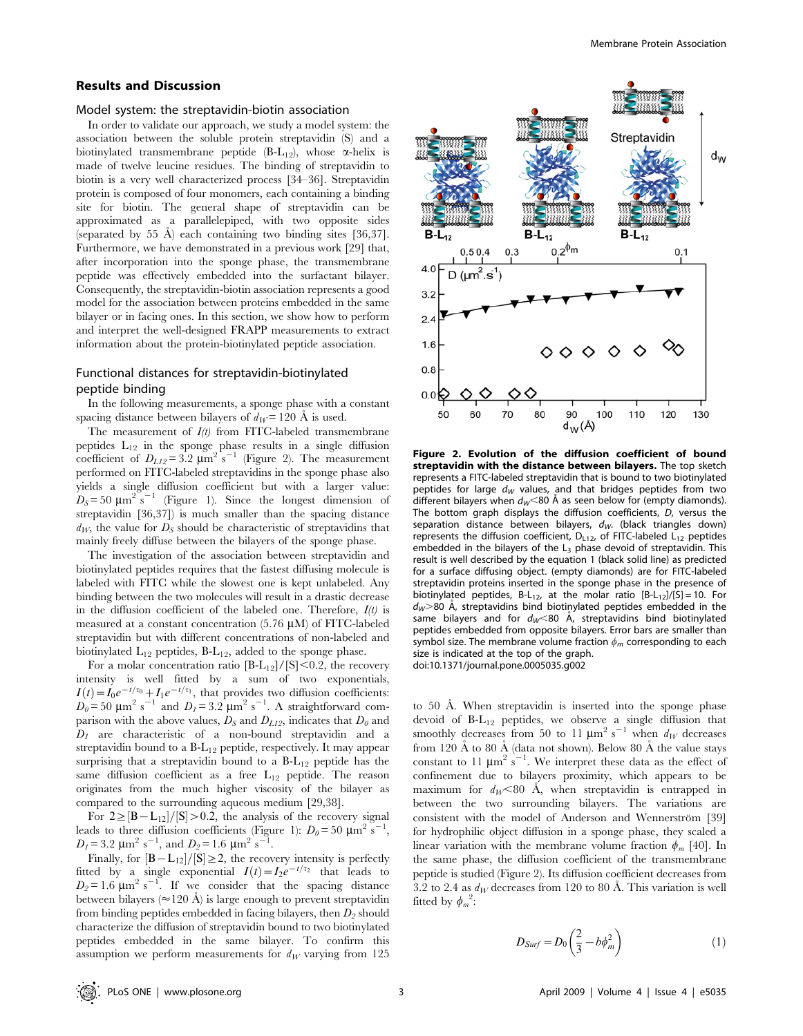## Results and Discussion

### Model system: the streptavidin-biotin association

In order to validate our approach, we study a model system: the association between the soluble protein streptavidin (S) and a biotinylated transmembrane peptide ($B\text{-}L_{12}$), whose α-helix is made of twelve leucine residues. The binding of streptavidin to biotin is a very well characterized process [34–36]. Streptavidin protein is composed of four monomers, each containing a binding site for biotin. The general shape of streptavidin can be approximated as a parallelepiped, with two opposite sides (separated by 55 Å) each containing two binding sites [36,37]. Furthermore, we have demonstrated in a previous work [29] that, after incorporation into the sponge phase, the transmembrane peptide was effectively embedded into the surfactant bilayer. Consequently, the streptavidin-biotin association represents a good model for the association between proteins embedded in the same bilayer or in facing ones. In this section, we show how to perform and interpret the well-designed FRAPP measurements to extract information about the protein-biotinylated peptide association.

### Functional distances for streptavidin-biotinylated peptide binding

In the following measurements, a sponge phase with a constant spacing distance between bilayers of $d_W = 120$ Å is used.

The measurement of $I(t)$ from FITC-labeled transmembrane peptides $L_{12}$ in the sponge phase results in a single diffusion coefficient of $D_{L12} = 3.2\ \mu m^2\ s^{-1}$ (Figure 2). The measurement performed on FITC-labeled streptavidins in the sponge phase also yields a single diffusion coefficient but with a larger value: $D_S = 50\ \mu m^2\ s^{-1}$ (Figure 1). Since the longest dimension of streptavidin [36,37]) is much smaller than the spacing distance $d_W$, the value for $D_S$ should be characteristic of streptavidins that mainly freely diffuse between the bilayers of the sponge phase.

The investigation of the association between streptavidin and biotinylated peptides requires that the fastest diffusing molecule is labeled with FITC while the slowest one is kept unlabeled. Any binding between the two molecules will result in a drastic decrease in the diffusion coefficient of the labeled one. Therefore, $I(t)$ is measured at a constant concentration (5.76 μM) of FITC-labeled streptavidin but with different concentrations of non-labeled and biotinylated $L_{12}$ peptides, $B\text{-}L_{12}$, added to the sponge phase.

For a molar concentration ratio $[B\text{-}L_{12}]/[S] < 0.2$, the recovery intensity is well fitted by a sum of two exponentials, $I(t) = I_0 e^{-t/\tau_0} + I_1 e^{-t/\tau_1}$, that provides two diffusion coefficients: $D_0 = 50\ \mu m^2\ s^{-1}$ and $D_1 = 3.2\ \mu m^2\ s^{-1}$. A straightforward comparison with the above values, $D_S$ and $D_{L12}$, indicates that $D_0$ and $D_1$ are characteristic of a non-bound streptavidin and a streptavidin bound to a $B\text{-}L_{12}$ peptide, respectively. It may appear surprising that a streptavidin bound to a $B\text{-}L_{12}$ peptide has the same diffusion coefficient as a free $L_{12}$ peptide. The reason originates from the much higher viscosity of the bilayer as compared to the surrounding aqueous medium [29,38].

For $2 \geq [B-L_{12}]/[S] > 0.2$, the analysis of the recovery signal leads to three diffusion coefficients (Figure 1): $D_0 = 50\ \mu m^2\ s^{-1}$, $D_1 = 3.2\ \mu m^2\ s^{-1}$, and $D_2 = 1.6\ \mu m^2\ s^{-1}$.

Finally, for $[B-L_{12}]/[S] \geq 2$, the recovery intensity is perfectly fitted by a single exponential $I(t) = I_2 e^{-t/\tau_2}$ that leads to $D_2 = 1.6\ \mu m^2\ s^{-1}$. If we consider that the spacing distance between bilayers (≈120 Å) is large enough to prevent streptavidin from binding peptides embedded in facing bilayers, then $D_2$ should characterize the diffusion of streptavidin bound to two biotinylated peptides embedded in the same bilayer. To confirm this assumption we perform measurements for $d_W$ varying from 125 to 50 Å. When streptavidin is inserted into the sponge phase devoid of $B\text{-}L_{12}$ peptides, we observe a single diffusion that smoothly decreases from 50 to 11 $\mu m^2\ s^{-1}$ when $d_W$ decreases from 120 Å to 80 Å (data not shown). Below 80 Å the value stays constant to 11 $\mu m^2\ s^{-1}$. We interpret these data as the effect of confinement due to bilayers proximity, which appears to be maximum for $d_W < 80$ Å, when streptavidin is entrapped in between the two surrounding bilayers. The variations are consistent with the model of Anderson and Wennerström [39] for hydrophilic object diffusion in a sponge phase, they scaled a linear variation with the membrane volume fraction $\phi_m$ [40]. In the same phase, the diffusion coefficient of the transmembrane peptide is studied (Figure 2). Its diffusion coefficient decreases from 3.2 to 2.4 as $d_W$ decreases from 120 to 80 Å. This variation is well fitted by $\phi_m^{\ 2}$:

$$D_{Surf} = D_0 \left( \frac{2}{3} - b\phi_m^2 \right) \qquad (1)$$

**Figure 2. Evolution of the diffusion coefficient of bound streptavidin with the distance between bilayers.** The top sketch represents a FITC-labeled streptavidin that is bound to two biotinylated peptides for large $d_W$ values, and that bridges peptides from two different bilayers when $d_W$<80 Å as seen below for (empty diamonds). The bottom graph displays the diffusion coefficients, D, versus the separation distance between bilayers, $d_W$. (black triangles down) represents the diffusion coefficient, $D_{L12}$, of FITC-labeled $L_{12}$ peptides embedded in the bilayers of the $L_3$ phase devoid of streptavidin. This result is well described by the equation 1 (black solid line) as predicted for a surface diffusing object. (empty diamonds) are for FITC-labeled streptavidin proteins inserted in the sponge phase in the presence of biotinylated peptides, $B\text{-}L_{12}$, at the molar ratio $[B\text{-}L_{12}]/[S] = 10$. For $d_W$>80 Å, streptavidins bind biotinylated peptides embedded in the same bilayers and for $d_W$<80 Å, streptavidins bind biotinylated peptides embedded from opposite bilayers. Error bars are smaller than symbol size. The membrane volume fraction $\phi_m$ corresponding to each size is indicated at the top of the graph.
doi:10.1371/journal.pone.0005035.g002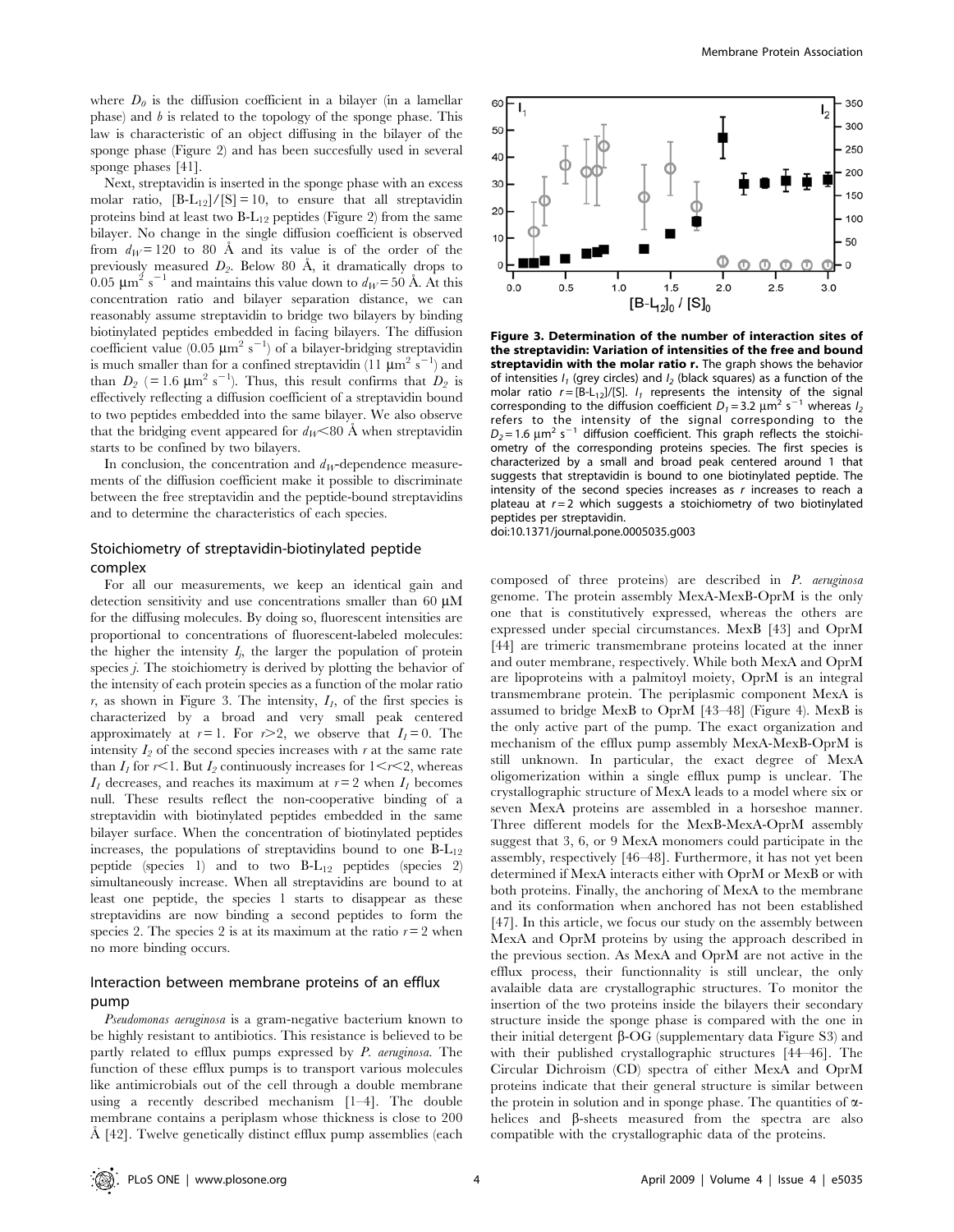where $D_0$ is the diffusion coefficient in a bilayer (in a lamellar phase) and $b$ is related to the topology of the sponge phase. This law is characteristic of an object diffusing in the bilayer of the sponge phase (Figure 2) and has been succesfully used in several sponge phases [41].

Next, streptavidin is inserted in the sponge phase with an excess molar ratio, $[B\text{-}L_{12}]/[S] = 10$, to ensure that all streptavidin proteins bind at least two $B\text{-}L_{12}$ peptides (Figure 2) from the same bilayer. No change in the single diffusion coefficient is observed from $d_W = 120$ to 80 Å and its value is of the order of the previously measured $D_2$. Below 80 Å, it dramatically drops to 0.05 $\mu m^2\ s^{-1}$ and maintains this value down to $d_W = 50$ Å. At this concentration ratio and bilayer separation distance, we can reasonably assume streptavidin to bridge two bilayers by binding biotinylated peptides embedded in facing bilayers. The diffusion coefficient value (0.05 $\mu m^2\ s^{-1}$) of a bilayer-bridging streptavidin is much smaller than for a confined streptavidin (11 $\mu m^2\ s^{-1}$) and than $D_2$ (= 1.6 $\mu m^2\ s^{-1}$). Thus, this result confirms that $D_2$ is effectively reflecting a diffusion coefficient of a streptavidin bound to two peptides embedded into the same bilayer. We also observe that the bridging event appeared for $d_W < 80$ Å when streptavidin starts to be confined by two bilayers.

In conclusion, the concentration and $d_W$-dependence measurements of the diffusion coefficient make it possible to discriminate between the free streptavidin and the peptide-bound streptavidins and to determine the characteristics of each species.

## Stoichiometry of streptavidin-biotinylated peptide complex

For all our measurements, we keep an identical gain and detection sensitivity and use concentrations smaller than 60 µM for the diffusing molecules. By doing so, fluorescent intensities are proportional to concentrations of fluorescent-labeled molecules: the higher the intensity $I_j$, the larger the population of protein species $j$. The stoichiometry is derived by plotting the behavior of the intensity of each protein species as a function of the molar ratio $r$, as shown in Figure 3. The intensity, $I_1$, of the first species is characterized by a broad and very small peak centered approximately at $r = 1$. For $r > 2$, we observe that $I_1 = 0$. The intensity $I_2$ of the second species increases with $r$ at the same rate than $I_1$ for $r < 1$. But $I_2$ continuously increases for $1 < r < 2$, whereas $I_1$ decreases, and reaches its maximum at $r = 2$ when $I_1$ becomes null. These results reflect the non-cooperative binding of a streptavidin with biotinylated peptides embedded in the same bilayer surface. When the concentration of biotinylated peptides increases, the populations of streptavidins bound to one $B\text{-}L_{12}$ peptide (species 1) and to two $B\text{-}L_{12}$ peptides (species 2) simultaneously increase. When all streptavidins are bound to at least one peptide, the species 1 starts to disappear as these streptavidins are now binding a second peptides to form the species 2. The species 2 is at its maximum at the ratio $r = 2$ when no more binding occurs.

**Figure 3. Determination of the number of interaction sites of the streptavidin: Variation of intensities of the free and bound streptavidin with the molar ratio r.** The graph shows the behavior of intensities $I_1$ (grey circles) and $I_2$ (black squares) as a function of the molar ratio $r = [B\text{-}L_{12}]/[S]$. $I_1$ represents the intensity of the signal corresponding to the diffusion coefficient $D_1 = 3.2\ \mu m^2\ s^{-1}$ whereas $I_2$ refers to the intensity of the signal corresponding to the $D_2 = 1.6\ \mu m^2\ s^{-1}$ diffusion coefficient. This graph reflects the stoichiometry of the corresponding proteins species. The first species is characterized by a small and broad peak centered around 1 that suggests that streptavidin is bound to one biotinylated peptide. The intensity of the second species increases as $r$ increases to reach a plateau at $r = 2$ which suggests a stoichiometry of two biotinylated peptides per streptavidin.
doi:10.1371/journal.pone.0005035.g003

## Interaction between membrane proteins of an efflux pump

*Pseudomonas aeruginosa* is a gram-negative bacterium known to be highly resistant to antibiotics. This resistance is believed to be partly related to efflux pumps expressed by *P. aeruginosa*. The function of these efflux pumps is to transport various molecules like antimicrobials out of the cell through a double membrane using a recently described mechanism [1–4]. The double membrane contains a periplasm whose thickness is close to 200 Å [42]. Twelve genetically distinct efflux pump assemblies (each composed of three proteins) are described in *P. aeruginosa* genome. The protein assembly MexA-MexB-OprM is the only one that is constitutively expressed, whereas the others are expressed under special circumstances. MexB [43] and OprM [44] are trimeric transmembrane proteins located at the inner and outer membrane, respectively. While both MexA and OprM are lipoproteins with a palmitoyl moiety, OprM is an integral transmembrane protein. The periplasmic component MexA is assumed to bridge MexB to OprM [43–48] (Figure 4). MexB is the only active part of the pump. The exact organization and mechanism of the efflux pump assembly MexA-MexB-OprM is still unknown. In particular, the exact degree of MexA oligomerization within a single efflux pump is unclear. The crystallographic structure of MexA leads to a model where six or seven MexA proteins are assembled in a horseshoe manner. Three different models for the MexB-MexA-OprM assembly suggest that 3, 6, or 9 MexA monomers could participate in the assembly, respectively [46–48]. Furthermore, it has not yet been determined if MexA interacts either with OprM or MexB or with both proteins. Finally, the anchoring of MexA to the membrane and its conformation when anchored has not been established [47]. In this article, we focus our study on the assembly between MexA and OprM proteins by using the approach described in the previous section. As MexA and OprM are not active in the efflux process, their functionnality is still unclear, the only avalaible data are crystallographic structures. To monitor the insertion of the two proteins inside the bilayers their secondary structure inside the sponge phase is compared with the one in their initial detergent β-OG (supplementary data Figure S3) and with their published crystallographic structures [44–46]. The Circular Dichroism (CD) spectra of either MexA and OprM proteins indicate that their general structure is similar between the protein in solution and in sponge phase. The quantities of α-helices and β-sheets measured from the spectra are also compatible with the crystallographic data of the proteins.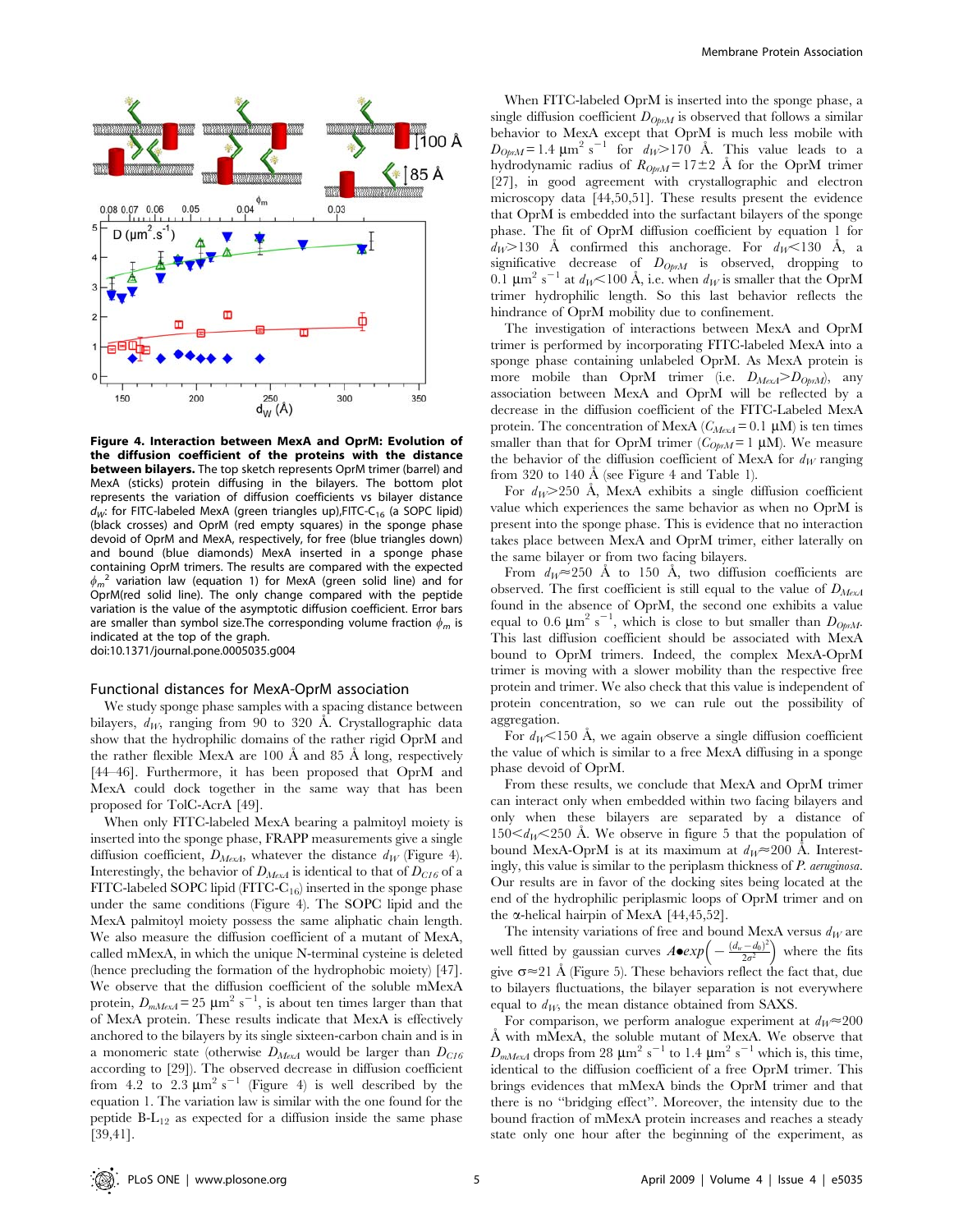**Figure 4. Interaction between MexA and OprM: Evolution of the diffusion coefficient of the proteins with the distance between bilayers.** The top sketch represents OprM trimer (barrel) and MexA (sticks) protein diffusing in the bilayers. The bottom plot represents the variation of diffusion coefficients vs bilayer distance $d_W$: for FITC-labeled MexA (green triangles up),FITC-$C_{16}$ (a SOPC lipid) (black crosses) and OprM (red empty squares) in the sponge phase devoid of OprM and MexA, respectively, for free (blue triangles down) and bound (blue diamonds) MexA inserted in a sponge phase containing OprM trimers. The results are compared with the expected $\phi_m^2$ variation law (equation 1) for MexA (green solid line) and for OprM(red solid line). The only change compared with the peptide variation is the value of the asymptotic diffusion coefficient. Error bars are smaller than symbol size.The corresponding volume fraction $\phi_m$ is indicated at the top of the graph.
doi:10.1371/journal.pone.0005035.g004

## Functional distances for MexA-OprM association

We study sponge phase samples with a spacing distance between bilayers, $d_W$, ranging from 90 to 320 Å. Crystallographic data show that the hydrophilic domains of the rather rigid OprM and the rather flexible MexA are 100 Å and 85 Å long, respectively [44–46]. Furthermore, it has been proposed that OprM and MexA could dock together in the same way that has been proposed for TolC-AcrA [49].

When only FITC-labeled MexA bearing a palmitoyl moiety is inserted into the sponge phase, FRAPP measurements give a single diffusion coefficient, $D_{MexA}$, whatever the distance $d_W$ (Figure 4). Interestingly, the behavior of $D_{MexA}$ is identical to that of $D_{C16}$ of a FITC-labeled SOPC lipid (FITC-$C_{16}$) inserted in the sponge phase under the same conditions (Figure 4). The SOPC lipid and the MexA palmitoyl moiety possess the same aliphatic chain length. We also measure the diffusion coefficient of a mutant of MexA, called mMexA, in which the unique N-terminal cysteine is deleted (hence precluding the formation of the hydrophobic moiety) [47]. We observe that the diffusion coefficient of the soluble mMexA protein, $D_{mMexA} = 25$ $\mu m^2$ $s^{-1}$, is about ten times larger than that of MexA protein. These results indicate that MexA is effectively anchored to the bilayers by its single sixteen-carbon chain and is in a monomeric state (otherwise $D_{MexA}$ would be larger than $D_{C16}$ according to [29]). The observed decrease in diffusion coefficient from 4.2 to 2.3 $\mu m^2$ $s^{-1}$ (Figure 4) is well described by the equation 1. The variation law is similar with the one found for the peptide B-$L_{12}$ as expected for a diffusion inside the same phase [39,41].

When FITC-labeled OprM is inserted into the sponge phase, a single diffusion coefficient $D_{OprM}$ is observed that follows a similar behavior to MexA except that OprM is much less mobile with $D_{OprM} = 1.4$ $\mu m^2$ $s^{-1}$ for $d_W > 170$ Å. This value leads to a hydrodynamic radius of $R_{OprM} = 17 \pm 2$ Å for the OprM trimer [27], in good agreement with crystallographic and electron microscopy data [44,50,51]. These results present the evidence that OprM is embedded into the surfactant bilayers of the sponge phase. The fit of OprM diffusion coefficient by equation 1 for $d_W > 130$ Å confirmed this anchorage. For $d_W < 130$ Å, a significative decrease of $D_{OprM}$ is observed, dropping to 0.1 $\mu m^2$ $s^{-1}$ at $d_W < 100$ Å, i.e. when $d_W$ is smaller that the OprM trimer hydrophilic length. So this last behavior reflects the hindrance of OprM mobility due to confinement.

The investigation of interactions between MexA and OprM trimer is performed by incorporating FITC-labeled MexA into a sponge phase containing unlabeled OprM. As MexA protein is more mobile than OprM trimer (i.e. $D_{MexA} > D_{OprM}$), any association between MexA and OprM will be reflected by a decrease in the diffusion coefficient of the FITC-Labeled MexA protein. The concentration of MexA ($C_{MexA} = 0.1$ $\mu$M) is ten times smaller than that for OprM trimer ($C_{OprM} = 1$ $\mu$M). We measure the behavior of the diffusion coefficient of MexA for $d_W$ ranging from 320 to 140 Å (see Figure 4 and Table 1).

For $d_W > 250$ Å, MexA exhibits a single diffusion coefficient value which experiences the same behavior as when no OprM is present into the sponge phase. This is evidence that no interaction takes place between MexA and OprM trimer, either laterally on the same bilayer or from two facing bilayers.

From $d_W \approx 250$ Å to 150 Å, two diffusion coefficients are observed. The first coefficient is still equal to the value of $D_{MexA}$ found in the absence of OprM, the second one exhibits a value equal to 0.6 $\mu m^2$ $s^{-1}$, which is close to but smaller than $D_{OprM}$. This last diffusion coefficient should be associated with MexA bound to OprM trimers. Indeed, the complex MexA-OprM trimer is moving with a slower mobility than the respective free protein and trimer. We also check that this value is independent of protein concentration, so we can rule out the possibility of aggregation.

For $d_W < 150$ Å, we again observe a single diffusion coefficient the value of which is similar to a free MexA diffusing in a sponge phase devoid of OprM.

From these results, we conclude that MexA and OprM trimer can interact only when embedded within two facing bilayers and only when these bilayers are separated by a distance of $150 < d_W < 250$ Å. We observe in figure 5 that the population of bound MexA-OprM is at its maximum at $d_W \approx 200$ Å. Interestingly, this value is similar to the periplasm thickness of *P. aeruginosa*. Our results are in favor of the docking sites being located at the end of the hydrophilic periplasmic loops of OprM trimer and on the α-helical hairpin of MexA [44,45,52].

The intensity variations of free and bound MexA versus $d_W$ are well fitted by gaussian curves $A \bullet exp\left(-\frac{(d_w - d_0)^2}{2\sigma^2}\right)$ where the fits give $\sigma \approx 21$ Å (Figure 5). These behaviors reflect the fact that, due to bilayers fluctuations, the bilayer separation is not everywhere equal to $d_W$, the mean distance obtained from SAXS.

For comparison, we perform analogue experiment at $d_W \approx 200$ Å with mMexA, the soluble mutant of MexA. We observe that $D_{mMexA}$ drops from 28 $\mu m^2$ $s^{-1}$ to 1.4 $\mu m^2$ $s^{-1}$ which is, this time, identical to the diffusion coefficient of a free OprM trimer. This brings evidences that mMexA binds the OprM trimer and that there is no "bridging effect". Moreover, the intensity due to the bound fraction of mMexA protein increases and reaches a steady state only one hour after the beginning of the experiment, as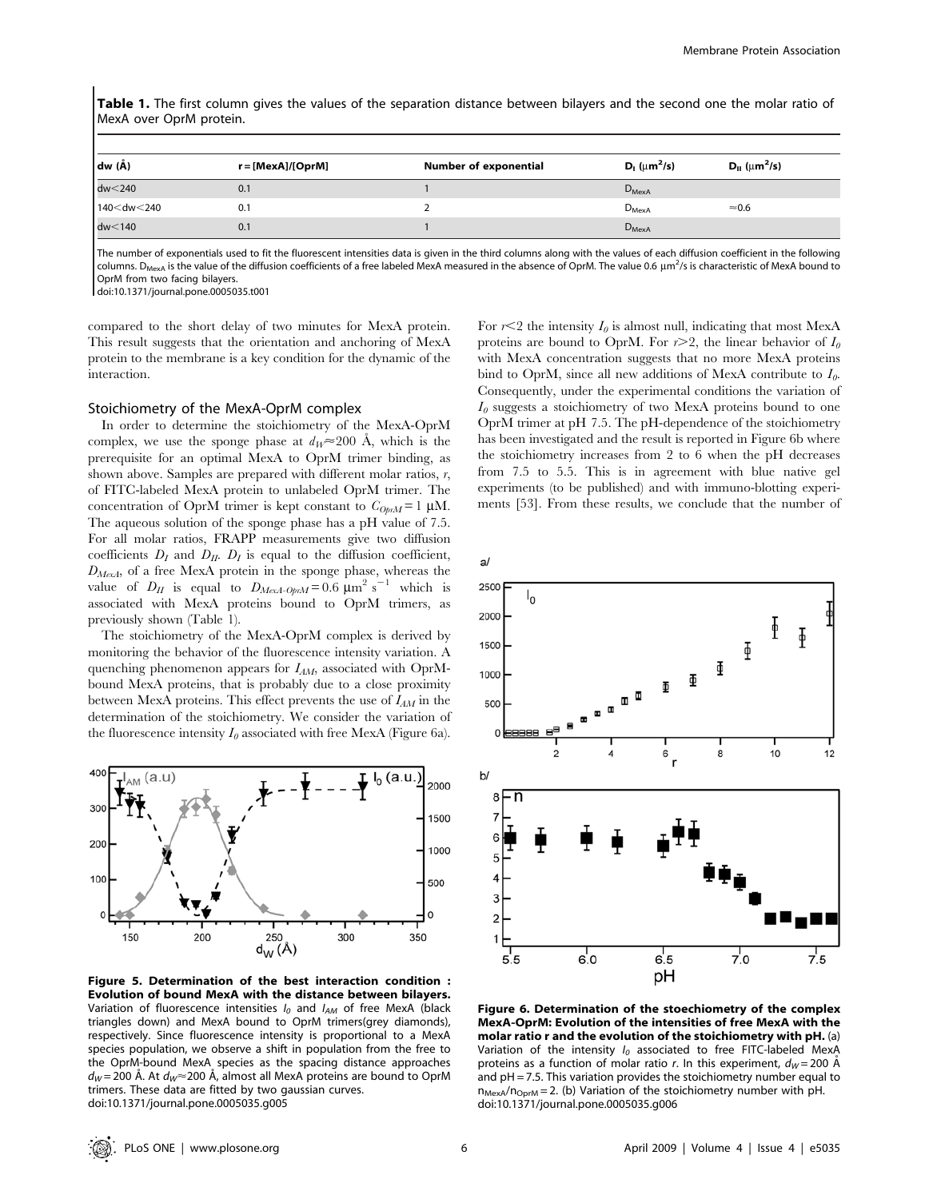**Table 1.** The first column gives the values of the separation distance between bilayers and the second one the molar ratio of MexA over OprM protein.

| dw (Å) | r = [MexA]/[OprM] | Number of exponential | $D_I$ ($\mu m^2$/s) | $D_{II}$ ($\mu m^2$/s) |
|---|---|---|---|---|
| dw<240 | 0.1 | 1 | $D_{MexA}$ | |
| 140<dw<240 | 0.1 | 2 | $D_{MexA}$ | ≈0.6 |
| dw<140 | 0.1 | 1 | $D_{MexA}$ | |

The number of exponentials used to fit the fluorescent intensities data is given in the third columns along with the values of each diffusion coefficient in the following columns. $D_{MexA}$ is the value of the diffusion coefficients of a free labeled MexA measured in the absence of OprM. The value 0.6 $\mu m^2$/s is characteristic of MexA bound to OprM from two facing bilayers.

doi:10.1371/journal.pone.0005035.t001

compared to the short delay of two minutes for MexA protein. This result suggests that the orientation and anchoring of MexA protein to the membrane is a key condition for the dynamic of the interaction.

### Stoichiometry of the MexA-OprM complex

In order to determine the stoichiometry of the MexA-OprM complex, we use the sponge phase at $d_W \approx 200$ Å, which is the prerequisite for an optimal MexA to OprM trimer binding, as shown above. Samples are prepared with different molar ratios, $r$, of FITC-labeled MexA protein to unlabeled OprM trimer. The concentration of OprM trimer is kept constant to $C_{OprM} = 1$ µM. The aqueous solution of the sponge phase has a pH value of 7.5. For all molar ratios, FRAPP measurements give two diffusion coefficients $D_I$ and $D_{II}$. $D_I$ is equal to the diffusion coefficient, $D_{MexA}$, of a free MexA protein in the sponge phase, whereas the value of $D_{II}$ is equal to $D_{MexA\text{-}OprM} = 0.6$ µm$^2$ s$^{-1}$ which is associated with MexA proteins bound to OprM trimers, as previously shown (Table 1).

The stoichiometry of the MexA-OprM complex is derived by monitoring the behavior of the fluorescence intensity variation. A quenching phenomenon appears for $I_{AM}$, associated with OprM-bound MexA proteins, that is probably due to a close proximity between MexA proteins. This effect prevents the use of $I_{AM}$ in the determination of the stoichiometry. We consider the variation of the fluorescence intensity $I_0$ associated with free MexA (Figure 6a). For $r<2$ the intensity $I_0$ is almost null, indicating that most MexA proteins are bound to OprM. For $r>2$, the linear behavior of $I_0$ with MexA concentration suggests that no more MexA proteins bind to OprM, since all new additions of MexA contribute to $I_0$. Consequently, under the experimental conditions the variation of $I_0$ suggests a stoichiometry of two MexA proteins bound to one OprM trimer at pH 7.5. The pH-dependence of the stoichiometry has been investigated and the result is reported in Figure 6b where the stoichiometry increases from 2 to 6 when the pH decreases from 7.5 to 5.5. This is in agreement with blue native gel experiments (to be published) and with immuno-blotting experiments [53]. From these results, we conclude that the number of

**Figure 5. Determination of the best interaction condition : Evolution of bound MexA with the distance between bilayers.** Variation of fluorescence intensities $I_0$ and $I_{AM}$ of free MexA (black triangles down) and MexA bound to OprM trimers(grey diamonds), respectively. Since fluorescence intensity is proportional to a MexA species population, we observe a shift in population from the free to the OprM-bound MexA species as the spacing distance approaches $d_W = 200$ Å. At $d_W \approx 200$ Å, almost all MexA proteins are bound to OprM trimers. These data are fitted by two gaussian curves.

doi:10.1371/journal.pone.0005035.g005

**Figure 6. Determination of the stoechiometry of the complex MexA-OprM: Evolution of the intensities of free MexA with the molar ratio r and the evolution of the stoichiometry with pH.** (a) Variation of the intensity $I_0$ associated to free FITC-labeled MexA proteins as a function of molar ratio $r$. In this experiment, $d_W = 200$ Å and pH = 7.5. This variation provides the stoichiometry number equal to $n_{MexA}/n_{OprM} = 2$. (b) Variation of the stoichiometry number with pH.

doi:10.1371/journal.pone.0005035.g006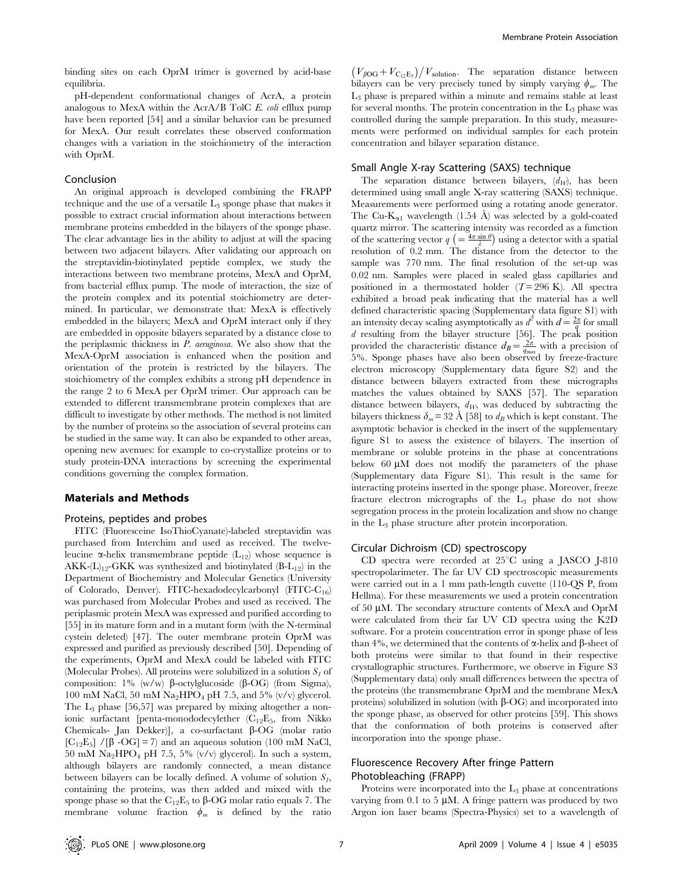binding sites on each OprM trimer is governed by acid-base equilibria.

pH-dependent conformational changes of AcrA, a protein analogous to MexA within the AcrA/B TolC *E. coli* efflux pump have been reported [54] and a similar behavior can be presumed for MexA. Our result correlates these observed conformation changes with a variation in the stoichiometry of the interaction with OprM.

## Conclusion

An original approach is developed combining the FRAPP technique and the use of a versatile $L_3$ sponge phase that makes it possible to extract crucial information about interactions between membrane proteins embedded in the bilayers of the sponge phase. The clear advantage lies in the ability to adjust at will the spacing between two adjacent bilayers. After validating our approach on the streptavidin-biotinylated peptide complex, we study the interactions between two membrane proteins, MexA and OprM, from bacterial efflux pump. The mode of interaction, the size of the protein complex and its potential stoichiometry are determined. In particular, we demonstrate that: MexA is effectively embedded in the bilayers; MexA and OprM interact only if they are embedded in opposite bilayers separated by a distance close to the periplasmic thickness in *P. aeruginosa*. We also show that the MexA-OprM association is enhanced when the position and orientation of the protein is restricted by the bilayers. The stoichiometry of the complex exhibits a strong pH dependence in the range 2 to 6 MexA per OprM trimer. Our approach can be extended to different transmembrane protein complexes that are difficult to investigate by other methods. The method is not limited by the number of proteins so the association of several proteins can be studied in the same way. It can also be expanded to other areas, opening new avenues: for example to co-crystallize proteins or to study protein-DNA interactions by screening the experimental conditions governing the complex formation.

## Materials and Methods

### Proteins, peptides and probes

FITC (Fluoresceine IsoThioCyanate)-labeled streptavidin was purchased from Interchim and used as received. The twelve-leucine α-helix transmembrane peptide ($L_{12}$) whose sequence is AKK-(L)$_{12}$-GKK was synthesized and biotinylated (B-$L_{12}$) in the Department of Biochemistry and Molecular Genetics (University of Colorado, Denver). FITC-hexadodecylcarbonyl (FITC-$C_{16}$) was purchased from Molecular Probes and used as received. The periplasmic protein MexA was expressed and purified according to [55] in its mature form and in a mutant form (with the N-terminal cystein deleted) [47]. The outer membrane protein OprM was expressed and purified as previously described [50]. Depending of the experiments, OprM and MexA could be labeled with FITC (Molecular Probes). All proteins were solubilized in a solution $S_1$ of composition: 1% (w/w) β-octylglucoside (β-OG) (from Sigma), 100 mM NaCl, 50 mM $Na_2HPO_4$ pH 7.5, and 5% (v/v) glycerol. The $L_3$ phase [56,57] was prepared by mixing altogether a non-ionic surfactant [penta-monododecylether ($C_{12}E_5$, from Nikko Chemicals- Jan Dekker)], a co-surfactant β-OG (molar ratio $[C_{12}E_5]/[\beta\text{-OG}] = 7$) and an aqueous solution (100 mM NaCl, 50 mM $Na_2HPO_4$ pH 7.5, 5% (v/v) glycerol). In such a system, although bilayers are randomly connected, a mean distance between bilayers can be locally defined. A volume of solution $S_1$, containing the proteins, was then added and mixed with the sponge phase so that the $C_{12}E_5$ to β-OG molar ratio equals 7. The membrane volume fraction $\phi_m$ is defined by the ratio $\left(V_{\beta OG} + V_{C_{12}E_5}\right)/V_{\text{solution}}$. The separation distance between bilayers can be very precisely tuned by simply varying $\phi_m$. The $L_3$ phase is prepared within a minute and remains stable at least for several months. The protein concentration in the $L_3$ phase was controlled during the sample preparation. In this study, measurements were performed on individual samples for each protein concentration and bilayer separation distance.

### Small Angle X-ray Scattering (SAXS) technique

The separation distance between bilayers, ($d_W$), has been determined using small angle X-ray scattering (SAXS) technique. Measurements were performed using a rotating anode generator. The Cu-$K_{\alpha 1}$ wavelength (1.54 Å) was selected by a gold-coated quartz mirror. The scattering intensity was recorded as a function of the scattering vector $q$ $\left(=\frac{4\pi \sin\theta}{\lambda}\right)$ using a detector with a spatial resolution of 0.2 mm. The distance from the detector to the sample was 770 mm. The final resolution of the set-up was 0.02 nm. Samples were placed in sealed glass capillaries and positioned in a thermostated holder ($T = 296$ K). All spectra exhibited a broad peak indicating that the material has a well defined characteristic spacing (Supplementary data figure S1) with an intensity decay scaling asymptotically as $d^2$ with $d = \frac{2\pi}{q}$ for small $d$ resulting from the bilayer structure [56]. The peak position provided the characteristic distance $d_B = \frac{2\pi}{q_{\max}}$ with a precision of 5%. Sponge phases have also been observed by freeze-fracture electron microscopy (Supplementary data figure S2) and the distance between bilayers extracted from these micrographs matches the values obtained by SAXS [57]. The separation distance between bilayers, $d_W$, was deduced by subtracting the bilayers thickness $\delta_m = 32$ Å [58] to $d_B$ which is kept constant. The asymptotic behavior is checked in the insert of the supplementary figure S1 to assess the existence of bilayers. The insertion of membrane or soluble proteins in the phase at concentrations below 60 µM does not modify the parameters of the phase (Supplementary data Figure S1). This result is the same for interacting proteins inserted in the sponge phase. Moreover, freeze fracture electron micrographs of the $L_3$ phase do not show segregation process in the protein localization and show no change in the $L_3$ phase structure after protein incorporation.

### Circular Dichroism (CD) spectroscopy

CD spectra were recorded at 25°C using a JASCO J-810 spectropolarimeter. The far UV CD spectroscopic measurements were carried out in a 1 mm path-length cuvette (110-QS P, from Hellma). For these measurements we used a protein concentration of 50 µM. The secondary structure contents of MexA and OprM were calculated from their far UV CD spectra using the K2D software. For a protein concentration error in sponge phase of less than 4%, we determined that the contents of α-helix and β-sheet of both proteins were similar to that found in their respective crystallographic structures. Furthermore, we observe in Figure S3 (Supplementary data) only small differences between the spectra of the proteins (the transmembrane OprM and the membrane MexA proteins) solubilized in solution (with β-OG) and incorporated into the sponge phase, as observed for other proteins [59]. This shows that the conformation of both proteins is conserved after incorporation into the sponge phase.

### Fluorescence Recovery After fringe Pattern Photobleaching (FRAPP)

Proteins were incorporated into the $L_3$ phase at concentrations varying from 0.1 to 5 µM. A fringe pattern was produced by two Argon ion laser beams (Spectra-Physics) set to a wavelength of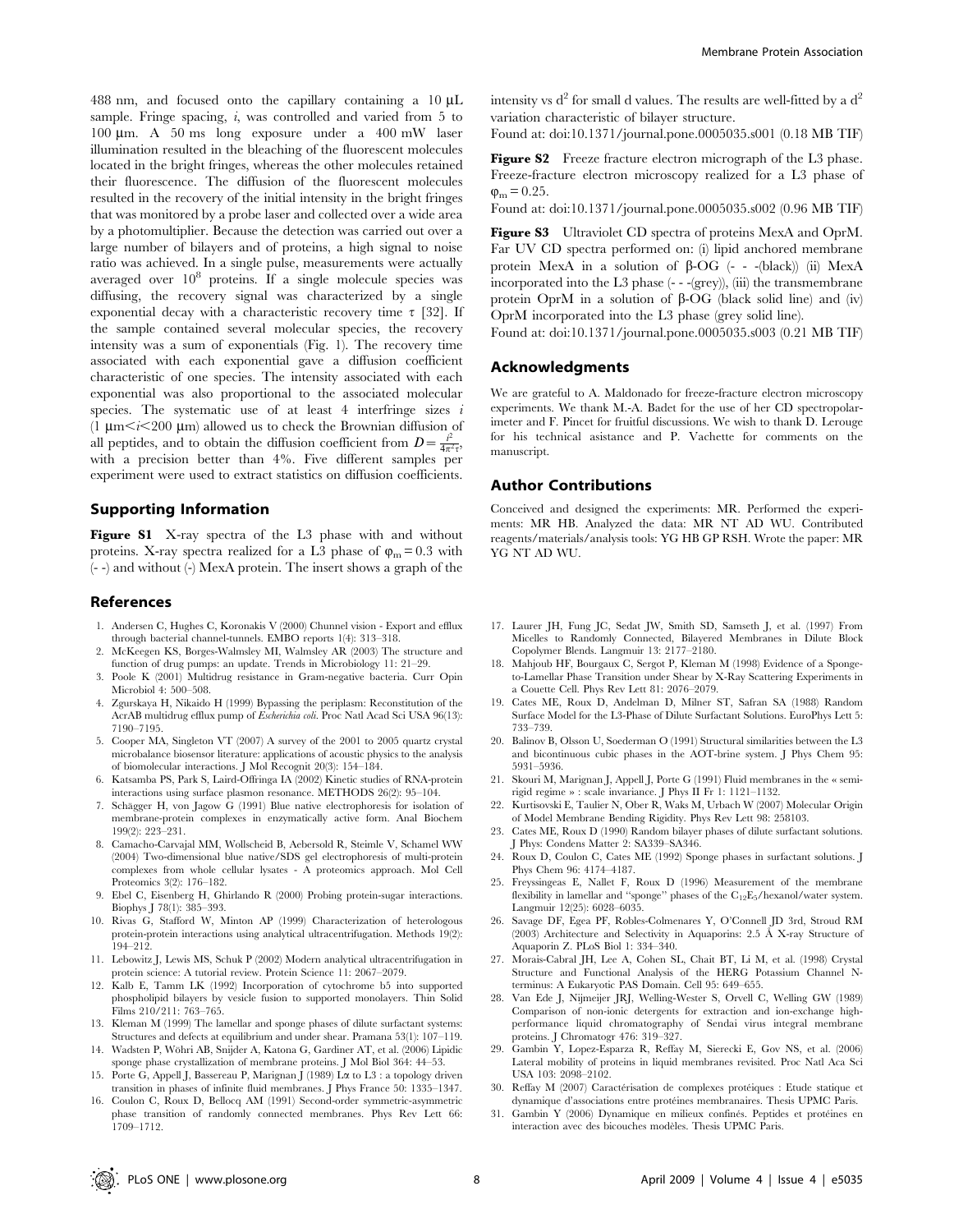488 nm, and focused onto the capillary containing a 10 µL sample. Fringe spacing, *i*, was controlled and varied from 5 to 100 µm. A 50 ms long exposure under a 400 mW laser illumination resulted in the bleaching of the fluorescent molecules located in the bright fringes, whereas the other molecules retained their fluorescence. The diffusion of the fluorescent molecules resulted in the recovery of the initial intensity in the bright fringes that was monitored by a probe laser and collected over a wide area by a photomultiplier. Because the detection was carried out over a large number of bilayers and of proteins, a high signal to noise ratio was achieved. In a single pulse, measurements were actually averaged over $10^8$ proteins. If a single molecule species was diffusing, the recovery signal was characterized by a single exponential decay with a characteristic recovery time τ [32]. If the sample contained several molecular species, the recovery intensity was a sum of exponentials (Fig. 1). The recovery time associated with each exponential gave a diffusion coefficient characteristic of one species. The intensity associated with each exponential was also proportional to the associated molecular species. The systematic use of at least 4 interfringe sizes *i* (1 µm$<i<$200 µm) allowed us to check the Brownian diffusion of all peptides, and to obtain the diffusion coefficient from $D=\frac{i^2}{4\pi^2\tau}$, with a precision better than 4%. Five different samples per experiment were used to extract statistics on diffusion coefficients.

## Supporting Information

**Figure S1** X-ray spectra of the L3 phase with and without proteins. X-ray spectra realized for a L3 phase of $\varphi_m = 0.3$ with (- -) and without (-) MexA protein. The insert shows a graph of the intensity vs $d^2$ for small d values. The results are well-fitted by a $d^2$ variation characteristic of bilayer structure.
Found at: doi:10.1371/journal.pone.0005035.s001 (0.18 MB TIF)

**Figure S2** Freeze fracture electron micrograph of the L3 phase. Freeze-fracture electron microscopy realized for a L3 phase of $\varphi_m = 0.25$.
Found at: doi:10.1371/journal.pone.0005035.s002 (0.96 MB TIF)

**Figure S3** Ultraviolet CD spectra of proteins MexA and OprM. Far UV CD spectra performed on: (i) lipid anchored membrane protein MexA in a solution of β-OG (- - -(black)) (ii) MexA incorporated into the L3 phase (- - -(grey)), (iii) the transmembrane protein OprM in a solution of β-OG (black solid line) and (iv) OprM incorporated into the L3 phase (grey solid line).
Found at: doi:10.1371/journal.pone.0005035.s003 (0.21 MB TIF)

## Acknowledgments

We are grateful to A. Maldonado for freeze-fracture electron microscopy experiments. We thank M.-A. Badet for the use of her CD spectropolarimeter and F. Pincet for fruitful discussions. We wish to thank D. Lerouge for his technical asistance and P. Vachette for comments on the manuscript.

## Author Contributions

Conceived and designed the experiments: MR. Performed the experiments: MR HB. Analyzed the data: MR NT AD WU. Contributed reagents/materials/analysis tools: YG HB GP RSH. Wrote the paper: MR YG NT AD WU.

## References

1. Andersen C, Hughes C, Koronakis V (2000) Chunnel vision - Export and efflux through bacterial channel-tunnels. EMBO reports 1(4): 313–318.
2. McKeegen KS, Borges-Walmsley MI, Walmsley AR (2003) The structure and function of drug pumps: an update. Trends in Microbiology 11: 21–29.
3. Poole K (2001) Multidrug resistance in Gram-negative bacteria. Curr Opin Microbiol 4: 500–508.
4. Zgurskaya H, Nikaido H (1999) Bypassing the periplasm: Reconstitution of the AcrAB multidrug efflux pump of *Escherichia coli*. Proc Natl Acad Sci USA 96(13): 7190–7195.
5. Cooper MA, Singleton VT (2007) A survey of the 2001 to 2005 quartz crystal microbalance biosensor literature: applications of acoustic physics to the analysis of biomolecular interactions. J Mol Recognit 20(3): 154–184.
6. Katsamba PS, Park S, Laird-Offringa IA (2002) Kinetic studies of RNA-protein interactions using surface plasmon resonance. METHODS 26(2): 95–104.
7. Schägger H, von Jagow G (1991) Blue native electrophoresis for isolation of membrane-protein complexes in enzymatically active form. Anal Biochem 199(2): 223–231.
8. Camacho-Carvajal MM, Wollscheid B, Aebersold R, Steimle V, Schamel WW (2004) Two-dimensional blue native/SDS gel electrophoresis of multi-protein complexes from whole cellular lysates - A proteomics approach. Mol Cell Proteomics 3(2): 176–182.
9. Ebel C, Eisenberg H, Ghirlando R (2000) Probing protein-sugar interactions. Biophys J 78(1): 385–393.
10. Rivas G, Stafford W, Minton AP (1999) Characterization of heterologous protein-protein interactions using analytical ultracentrifugation. Methods 19(2): 194–212.
11. Lebowitz J, Lewis MS, Schuk P (2002) Modern analytical ultracentrifugation in protein science: A tutorial review. Protein Science 11: 2067–2079.
12. Kalb E, Tamm LK (1992) Incorporation of cytochrome b5 into supported phospholipid bilayers by vesicle fusion to supported monolayers. Thin Solid Films 210/211: 763–765.
13. Kleman M (1999) The lamellar and sponge phases of dilute surfactant systems: Structures and defects at equilibrium and under shear. Pramana 53(1): 107–119.
14. Wadsten P, Wöhri AB, Snijder A, Katona G, Gardiner AT, et al. (2006) Lipidic sponge phase crystallization of membrane proteins. J Mol Biol 364: 44–53.
15. Porte G, Appell J, Bassereau P, Marignan J (1989) Lα to L3 : a topology driven transition in phases of infinite fluid membranes. J Phys France 50: 1335–1347.
16. Coulon C, Roux D, Bellocq AM (1991) Second-order symmetric-asymmetric phase transition of randomly connected membranes. Phys Rev Lett 66: 1709–1712.
17. Laurer JH, Fung JC, Sedat JW, Smith SD, Samseth J, et al. (1997) From Micelles to Randomly Connected, Bilayered Membranes in Dilute Block Copolymer Blends. Langmuir 13: 2177–2180.
18. Mahjoub HF, Bourgaux C, Sergot P, Kleman M (1998) Evidence of a Sponge-to-Lamellar Phase Transition under Shear by X-Ray Scattering Experiments in a Couette Cell. Phys Rev Lett 81: 2076–2079.
19. Cates ME, Roux D, Andelman D, Milner ST, Safran SA (1988) Random Surface Model for the L3-Phase of Dilute Surfactant Solutions. EuroPhys Lett 5: 733–739.
20. Balinov B, Olsson U, Soederman O (1991) Structural similarities between the L3 and bicontinuous cubic phases in the AOT-brine system. J Phys Chem 95: 5931–5936.
21. Skouri M, Marignan J, Appell J, Porte G (1991) Fluid membranes in the « semi-rigid regime » : scale invariance. J Phys II Fr 1: 1121–1132.
22. Kurtisovski E, Taulier N, Ober R, Waks M, Urbach W (2007) Molecular Origin of Model Membrane Bending Rigidity. Phys Rev Lett 98: 258103.
23. Cates ME, Roux D (1990) Random bilayer phases of dilute surfactant solutions. J Phys: Condens Matter 2: SA339–SA346.
24. Roux D, Coulon C, Cates ME (1992) Sponge phases in surfactant solutions. J Phys Chem 96: 4174–4187.
25. Freyssingeas E, Nallet F, Roux D (1996) Measurement of the membrane flexibility in lamellar and "sponge" phases of the $C_{12}E_5$/hexanol/water system. Langmuir 12(25): 6028–6035.
26. Savage DF, Egea PF, Robles-Colmenares Y, O'Connell JD 3rd, Stroud RM (2003) Architecture and Selectivity in Aquaporins: 2.5 Å X-ray Structure of Aquaporin Z. PLoS Biol 1: 334–340.
27. Morais-Cabral JH, Lee A, Cohen SL, Chait BT, Li M, et al. (1998) Crystal Structure and Functional Analysis of the HERG Potassium Channel N-terminus: A Eukaryotic PAS Domain. Cell 95: 649–655.
28. Van Ede J, Nijmeijer JRJ, Welling-Wester S, Orvell C, Welling GW (1989) Comparison of non-ionic detergents for extraction and ion-exchange high-performance liquid chromatography of Sendai virus integral membrane proteins. J Chromatogr 476: 319–327.
29. Gambin Y, Lopez-Esparza R, Reffay M, Sierecki E, Gov NS, et al. (2006) Lateral mobility of proteins in liquid membranes revisited. Proc Natl Aca Sci USA 103: 2098–2102.
30. Reffay M (2007) Caractérisation de complexes protéiques : Etude statique et dynamique d'associations entre protéines membranaires. Thesis UPMC Paris.
31. Gambin Y (2006) Dynamique en milieux confinés. Peptides et protéines en interaction avec des bicouches modèles. Thesis UPMC Paris.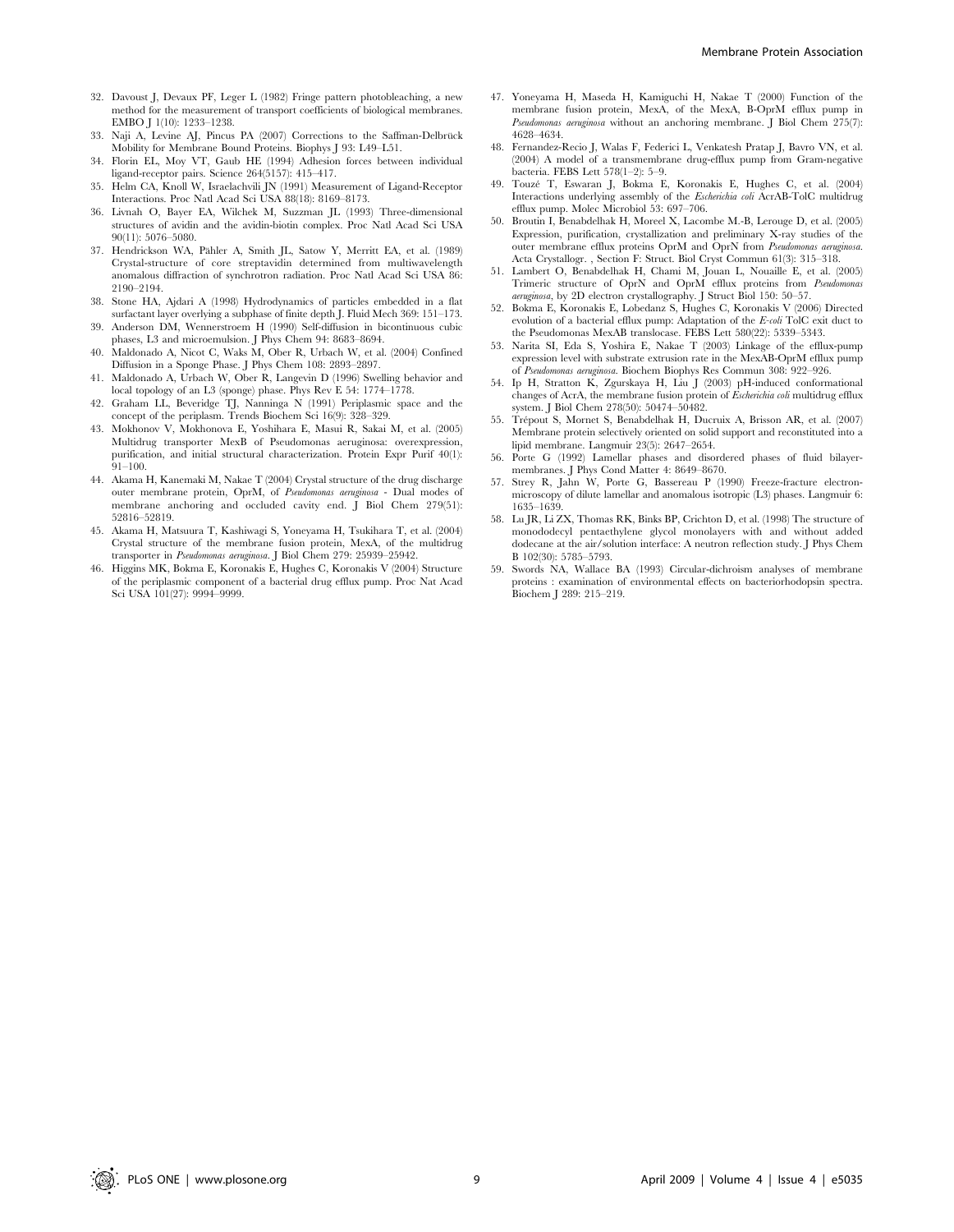32. Davoust J, Devaux PF, Leger L (1982) Fringe pattern photobleaching, a new method for the measurement of transport coefficients of biological membranes. EMBO J 1(10): 1233–1238.
33. Naji A, Levine AJ, Pincus PA (2007) Corrections to the Saffman-Delbrück Mobility for Membrane Bound Proteins. Biophys J 93: L49–L51.
34. Florin EL, Moy VT, Gaub HE (1994) Adhesion forces between individual ligand-receptor pairs. Science 264(5157): 415–417.
35. Helm CA, Knoll W, Israelachvili JN (1991) Measurement of Ligand-Receptor Interactions. Proc Natl Acad Sci USA 88(18): 8169–8173.
36. Livnah O, Bayer EA, Wilchek M, Suzzman JL (1993) Three-dimensional structures of avidin and the avidin-biotin complex. Proc Natl Acad Sci USA 90(11): 5076–5080.
37. Hendrickson WA, Pähler A, Smith JL, Satow Y, Merritt EA, et al. (1989) Crystal-structure of core streptavidin determined from multiwavelength anomalous diffraction of synchrotron radiation. Proc Natl Acad Sci USA 86: 2190–2194.
38. Stone HA, Ajdari A (1998) Hydrodynamics of particles embedded in a flat surfactant layer overlying a subphase of finite depth J. Fluid Mech 369: 151–173.
39. Anderson DM, Wennerstroem H (1990) Self-diffusion in bicontinuous cubic phases, L3 and microemulsion. J Phys Chem 94: 8683–8694.
40. Maldonado A, Nicot C, Waks M, Ober R, Urbach W, et al. (2004) Confined Diffusion in a Sponge Phase. J Phys Chem 108: 2893–2897.
41. Maldonado A, Urbach W, Ober R, Langevin D (1996) Swelling behavior and local topology of an L3 (sponge) phase. Phys Rev E 54: 1774–1778.
42. Graham LL, Beveridge TJ, Nanninga N (1991) Periplasmic space and the concept of the periplasm. Trends Biochem Sci 16(9): 328–329.
43. Mokhonov V, Mokhonova E, Yoshihara E, Masui R, Sakai M, et al. (2005) Multidrug transporter MexB of Pseudomonas aeruginosa: overexpression, purification, and initial structural characterization. Protein Expr Purif 40(1): 91–100.
44. Akama H, Kanemaki M, Nakae T (2004) Crystal structure of the drug discharge outer membrane protein, OprM, of *Pseudomonas aeruginosa* - Dual modes of membrane anchoring and occluded cavity end. J Biol Chem 279(51): 52816–52819.
45. Akama H, Matsuura T, Kashiwagi S, Yoneyama H, Tsukihara T, et al. (2004) Crystal structure of the membrane fusion protein, MexA, of the multidrug transporter in *Pseudomonas aeruginosa*. J Biol Chem 279: 25939–25942.
46. Higgins MK, Bokma E, Koronakis E, Hughes C, Koronakis V (2004) Structure of the periplasmic component of a bacterial drug efflux pump. Proc Nat Acad Sci USA 101(27): 9994–9999.
47. Yoneyama H, Maseda H, Kamiguchi H, Nakae T (2000) Function of the membrane fusion protein, MexA, of the MexA, B-OprM efflux pump in *Pseudomonas aeruginosa* without an anchoring membrane. J Biol Chem 275(7): 4628–4634.
48. Fernandez-Recio J, Walas F, Federici L, Venkatesh Pratap J, Bavro VN, et al. (2004) A model of a transmembrane drug-efflux pump from Gram-negative bacteria. FEBS Lett 578(1–2): 5–9.
49. Touzé T, Eswaran J, Bokma E, Koronakis E, Hughes C, et al. (2004) Interactions underlying assembly of the *Escherichia coli* AcrAB-TolC multidrug efflux pump. Molec Microbiol 53: 697–706.
50. Broutin I, Benabdelhak H, Moreel X, Lacombe M.-B, Lerouge D, et al. (2005) Expression, purification, crystallization and preliminary X-ray studies of the outer membrane efflux proteins OprM and OprN from *Pseudomonas aeruginosa*. Acta Crystallogr. , Section F: Struct. Biol Cryst Commun 61(3): 315–318.
51. Lambert O, Benabdelhak H, Chami M, Jouan L, Nouaille E, et al. (2005) Trimeric structure of OprN and OprM efflux proteins from *Pseudomonas aeruginosa*, by 2D electron crystallography. J Struct Biol 150: 50–57.
52. Bokma E, Koronakis E, Lobedanz S, Hughes C, Koronakis V (2006) Directed evolution of a bacterial efflux pump: Adaptation of the *E-coli* TolC exit duct to the Pseudomonas MexAB translocase. FEBS Lett 580(22): 5339–5343.
53. Narita SI, Eda S, Yoshira E, Nakae T (2003) Linkage of the efflux-pump expression level with substrate extrusion rate in the MexAB-OprM efflux pump of *Pseudomonas aeruginosa*. Biochem Biophys Res Commun 308: 922–926.
54. Ip H, Stratton K, Zgurskaya H, Liu J (2003) pH-induced conformational changes of AcrA, the membrane fusion protein of *Escherichia coli* multidrug efflux system. J Biol Chem 278(50): 50474–50482.
55. Trépout S, Mornet S, Benabdelhak H, Ducruix A, Brisson AR, et al. (2007) Membrane protein selectively oriented on solid support and reconstituted into a lipid membrane. Langmuir 23(5): 2647–2654.
56. Porte G (1992) Lamellar phases and disordered phases of fluid bilayer-membranes. J Phys Cond Matter 4: 8649–8670.
57. Strey R, Jahn W, Porte G, Bassereau P (1990) Freeze-fracture electron-microscopy of dilute lamellar and anomalous isotropic (L3) phases. Langmuir 6: 1635–1639.
58. Lu JR, Li ZX, Thomas RK, Binks BP, Crichton D, et al. (1998) The structure of monododecyl pentaethylene glycol monolayers with and without added dodecane at the air/solution interface: A neutron reflection study. J Phys Chem B 102(30): 5785–5793.
59. Swords NA, Wallace BA (1993) Circular-dichroism analyses of membrane proteins : examination of environmental effects on bacteriorhodopsin spectra. Biochem J 289: 215–219.